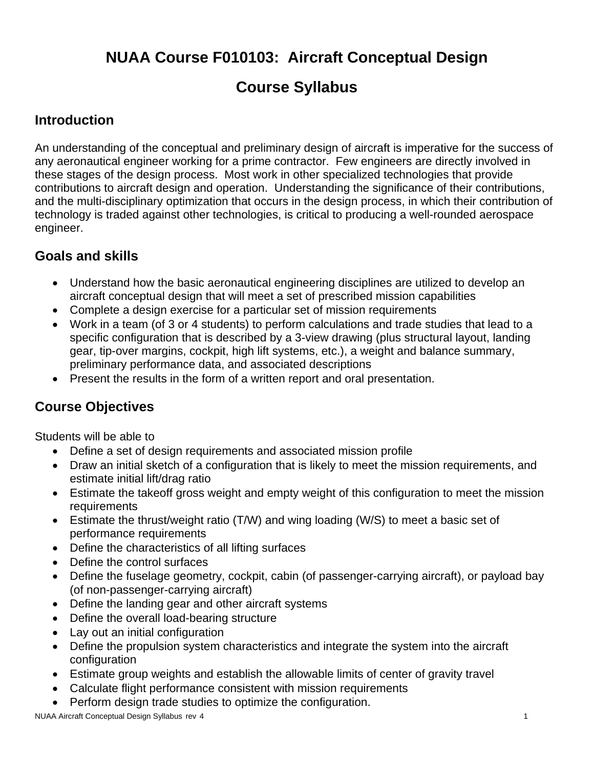# NUAA Course F010103: Aircraft Conceptual Design

# Course Syllabus

## Introduction

An understanding of the conceptual and preliminary design of aircraft is imperative for the success of any aeronautical engineer working for a prime contractor. Few engineers are directly involved in these stages of the design process. Most work in other specialized technologies that provide contributions to aircraft design and operation. Understanding the significance of their contributions, and the multi-disciplinary optimization that occurs in the design process, in which their contribution of technology is traded against other technologies, is critical to producing a well-rounded aerospace engineer.

## Goals and skills

- Understand how the basic aeronautical engineering disciplines are utilized to develop an aircraft conceptual design that will meet a set of prescribed mission capabilities
- Complete a design exercise for a particular set of mission requirements
- Work in a team (of 3 or 4 students) to perform calculations and trade studies that lead to a specific configuration that is described by a 3-view drawing (plus structural layout, landing gear, tip-over margins, cockpit, high lift systems, etc.), a weight and balance summary, preliminary performance data, and associated descriptions
- Present the results in the form of a written report and oral presentation.

## Course Objectives

Students will be able to

- Define a set of design requirements and associated mission profile
- Draw an initial sketch of a configuration that is likely to meet the mission requirements, and estimate initial lift/drag ratio
- Estimate the takeoff gross weight and empty weight of this configuration to meet the mission requirements
- Estimate the thrust/weight ratio (T/W) and wing loading (W/S) to meet a basic set of performance requirements
- Define the characteristics of all lifting surfaces
- Define the control surfaces
- Define the fuselage geometry, cockpit, cabin (of passenger-carrying aircraft), or payload bay (of non-passenger-carrying aircraft)
- Define the landing gear and other aircraft systems
- Define the overall load-bearing structure
- Lay out an initial configuration
- Define the propulsion system characteristics and integrate the system into the aircraft configuration
- Estimate group weights and establish the allowable limits of center of gravity travel
- Calculate flight performance consistent with mission requirements
- Perform design trade studies to optimize the configuration.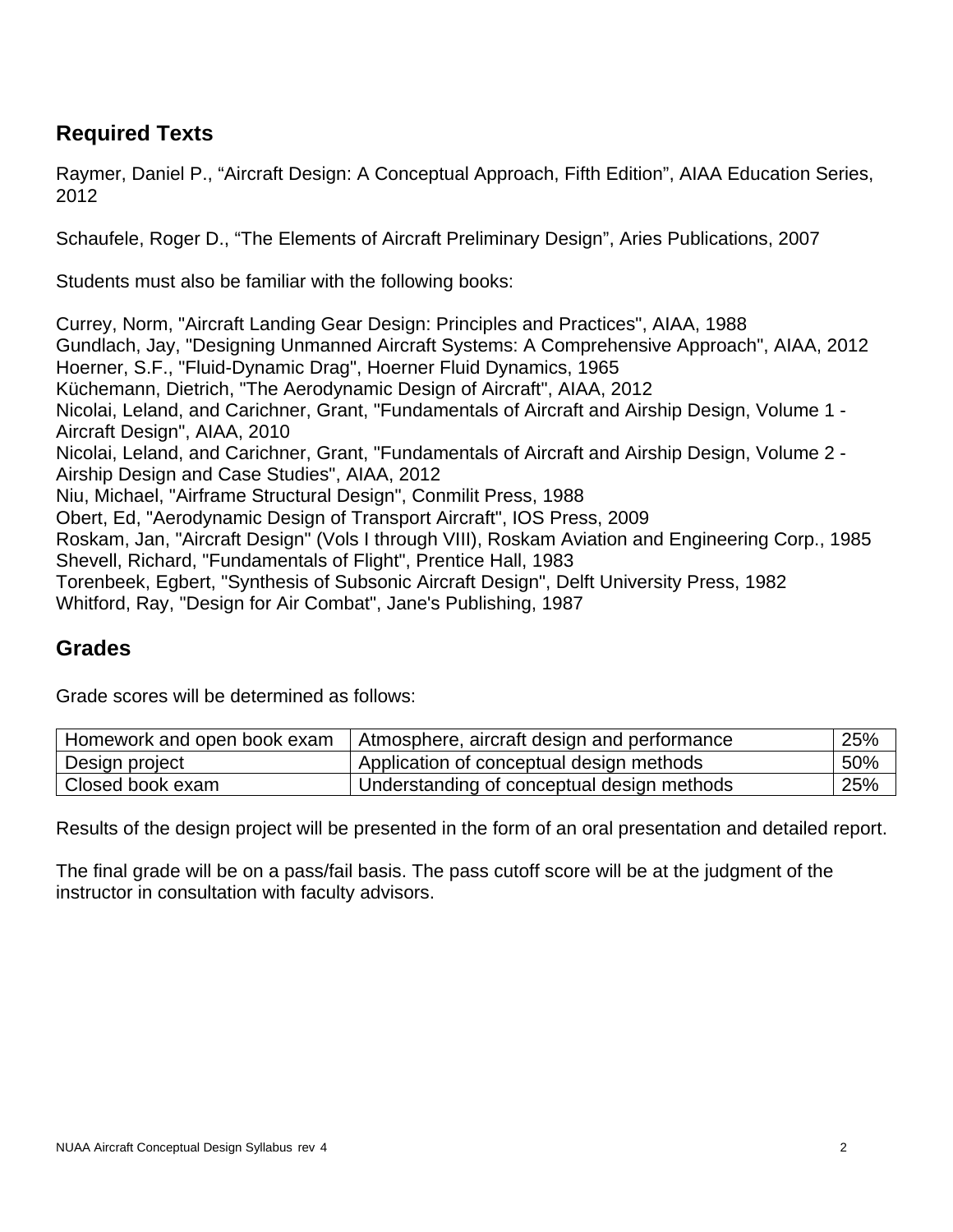## Required Texts

Raymer, Daniel P., “Aircraft Design: A Conceptual Approach, Fifth Edition”, AIAA Education Series, 2012

Schaufele, Roger D., “The Elements of Aircraft Preliminary Design”, Aries Publications, 2007

Students must also be familiar with the following books:

Currey, Norm, "Aircraft Landing Gear Design: Principles and Practices", AIAA, 1988
Gundlach, Jay, "Designing Unmanned Aircraft Systems: A Comprehensive Approach", AIAA, 2012
Hoerner, S.F., "Fluid-Dynamic Drag", Hoerner Fluid Dynamics, 1965
Küchemann, Dietrich, "The Aerodynamic Design of Aircraft", AIAA, 2012
Nicolai, Leland, and Carichner, Grant, "Fundamentals of Aircraft and Airship Design, Volume 1 - Aircraft Design", AIAA, 2010
Nicolai, Leland, and Carichner, Grant, "Fundamentals of Aircraft and Airship Design, Volume 2 - Airship Design and Case Studies", AIAA, 2012
Niu, Michael, "Airframe Structural Design", Conmilit Press, 1988
Obert, Ed, "Aerodynamic Design of Transport Aircraft", IOS Press, 2009
Roskam, Jan, "Aircraft Design" (Vols I through VIII), Roskam Aviation and Engineering Corp., 1985
Shevell, Richard, "Fundamentals of Flight", Prentice Hall, 1983
Torenbeek, Egbert, "Synthesis of Subsonic Aircraft Design", Delft University Press, 1982
Whitford, Ray, "Design for Air Combat", Jane's Publishing, 1987

## Grades

Grade scores will be determined as follows:

| | | |
|---|---|---|
| Homework and open book exam | Atmosphere, aircraft design and performance | 25% |
| Design project | Application of conceptual design methods | 50% |
| Closed book exam | Understanding of conceptual design methods | 25% |

Results of the design project will be presented in the form of an oral presentation and detailed report.

The final grade will be on a pass/fail basis. The pass cutoff score will be at the judgment of the instructor in consultation with faculty advisors.